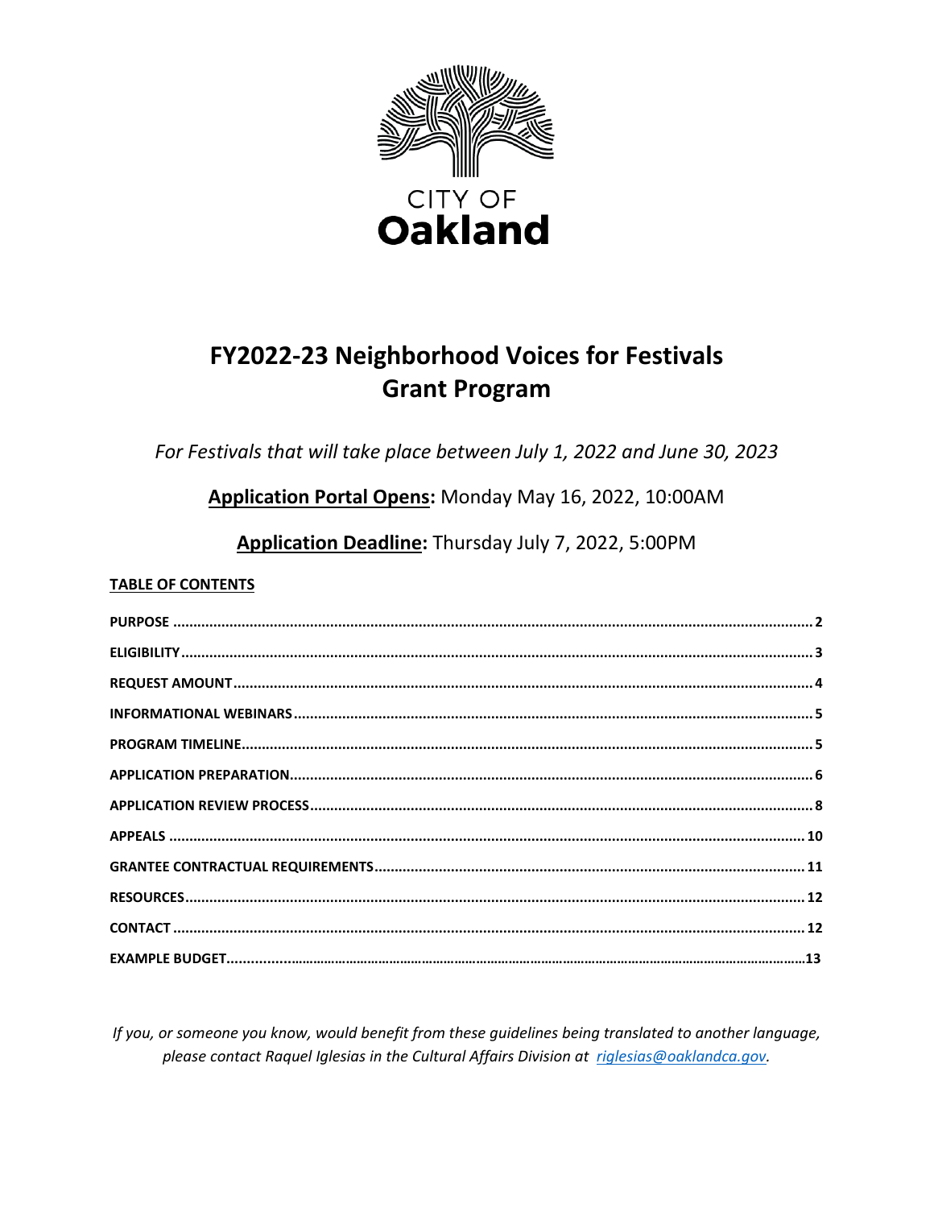CITY OF
**Oakland**

# FY2022-23 Neighborhood Voices for Festivals Grant Program

*For Festivals that will take place between July 1, 2022 and June 30, 2023*

**Application Portal Opens:** Monday May 16, 2022, 10:00AM

**Application Deadline:** Thursday July 7, 2022, 5:00PM

**TABLE OF CONTENTS**

- **PURPOSE** ........ 2
- **ELIGIBILITY** ........ 3
- **REQUEST AMOUNT** ........ 4
- **INFORMATIONAL WEBINARS** ........ 5
- **PROGRAM TIMELINE** ........ 5
- **APPLICATION PREPARATION** ........ 6
- **APPLICATION REVIEW PROCESS** ........ 8
- **APPEALS** ........ 10
- **GRANTEE CONTRACTUAL REQUIREMENTS** ........ 11
- **RESOURCES** ........ 12
- **CONTACT** ........ 12
- **EXAMPLE BUDGET** ........ 13

*If you, or someone you know, would benefit from these guidelines being translated to another language, please contact Raquel Iglesias in the Cultural Affairs Division at [riglesias@oaklandca.gov](mailto:riglesias@oaklandca.gov).*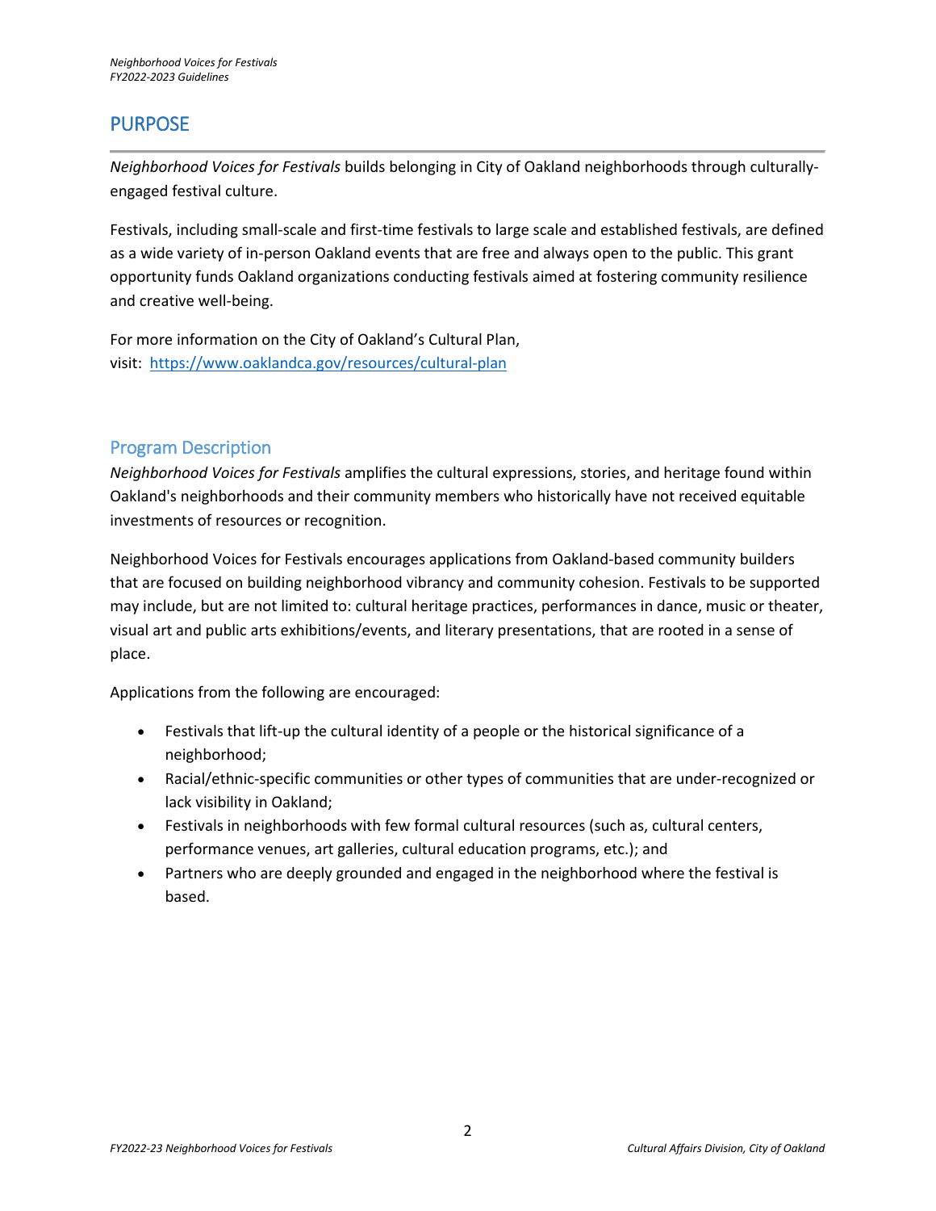# PURPOSE

*Neighborhood Voices for Festivals* builds belonging in City of Oakland neighborhoods through culturally-engaged festival culture.

Festivals, including small-scale and first-time festivals to large scale and established festivals, are defined as a wide variety of in-person Oakland events that are free and always open to the public. This grant opportunity funds Oakland organizations conducting festivals aimed at fostering community resilience and creative well-being.

For more information on the City of Oakland's Cultural Plan, visit: [https://www.oaklandca.gov/resources/cultural-plan](https://www.oaklandca.gov/resources/cultural-plan)

## Program Description

*Neighborhood Voices for Festivals* amplifies the cultural expressions, stories, and heritage found within Oakland's neighborhoods and their community members who historically have not received equitable investments of resources or recognition.

Neighborhood Voices for Festivals encourages applications from Oakland-based community builders that are focused on building neighborhood vibrancy and community cohesion. Festivals to be supported may include, but are not limited to: cultural heritage practices, performances in dance, music or theater, visual art and public arts exhibitions/events, and literary presentations, that are rooted in a sense of place.

Applications from the following are encouraged:

- Festivals that lift-up the cultural identity of a people or the historical significance of a neighborhood;
- Racial/ethnic-specific communities or other types of communities that are under-recognized or lack visibility in Oakland;
- Festivals in neighborhoods with few formal cultural resources (such as, cultural centers, performance venues, art galleries, cultural education programs, etc.); and
- Partners who are deeply grounded and engaged in the neighborhood where the festival is based.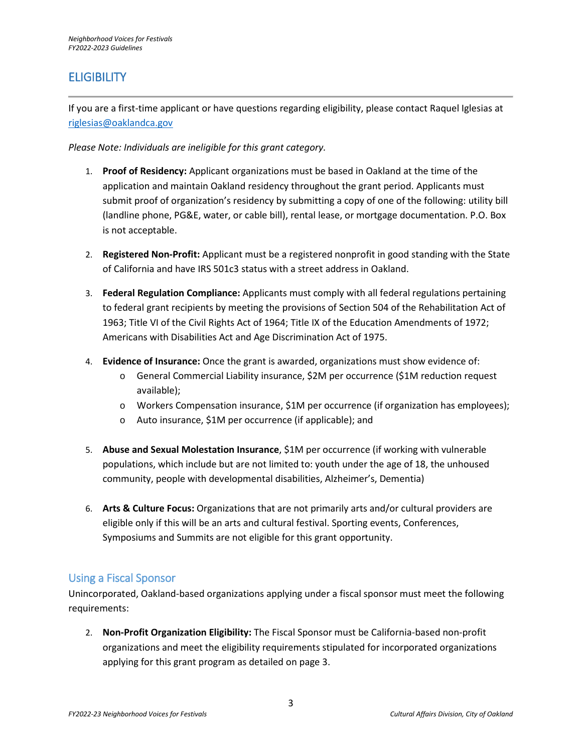## ELIGIBILITY

If you are a first-time applicant or have questions regarding eligibility, please contact Raquel Iglesias at [riglesias@oaklandca.gov](mailto:riglesias@oaklandca.gov)

*Please Note: Individuals are ineligible for this grant category.*

1. **Proof of Residency:** Applicant organizations must be based in Oakland at the time of the application and maintain Oakland residency throughout the grant period. Applicants must submit proof of organization's residency by submitting a copy of one of the following: utility bill (landline phone, PG&E, water, or cable bill), rental lease, or mortgage documentation. P.O. Box is not acceptable.

2. **Registered Non-Profit:** Applicant must be a registered nonprofit in good standing with the State of California and have IRS 501c3 status with a street address in Oakland.

3. **Federal Regulation Compliance:** Applicants must comply with all federal regulations pertaining to federal grant recipients by meeting the provisions of Section 504 of the Rehabilitation Act of 1963; Title VI of the Civil Rights Act of 1964; Title IX of the Education Amendments of 1972; Americans with Disabilities Act and Age Discrimination Act of 1975.

4. **Evidence of Insurance:** Once the grant is awarded, organizations must show evidence of:
   - General Commercial Liability insurance, $2M per occurrence ($1M reduction request available);
   - Workers Compensation insurance, $1M per occurrence (if organization has employees);
   - Auto insurance, $1M per occurrence (if applicable); and

5. **Abuse and Sexual Molestation Insurance**, $1M per occurrence (if working with vulnerable populations, which include but are not limited to: youth under the age of 18, the unhoused community, people with developmental disabilities, Alzheimer's, Dementia)

6. **Arts & Culture Focus:** Organizations that are not primarily arts and/or cultural providers are eligible only if this will be an arts and cultural festival. Sporting events, Conferences, Symposiums and Summits are not eligible for this grant opportunity.

### Using a Fiscal Sponsor

Unincorporated, Oakland-based organizations applying under a fiscal sponsor must meet the following requirements:

2. **Non-Profit Organization Eligibility:** The Fiscal Sponsor must be California-based non-profit organizations and meet the eligibility requirements stipulated for incorporated organizations applying for this grant program as detailed on page 3.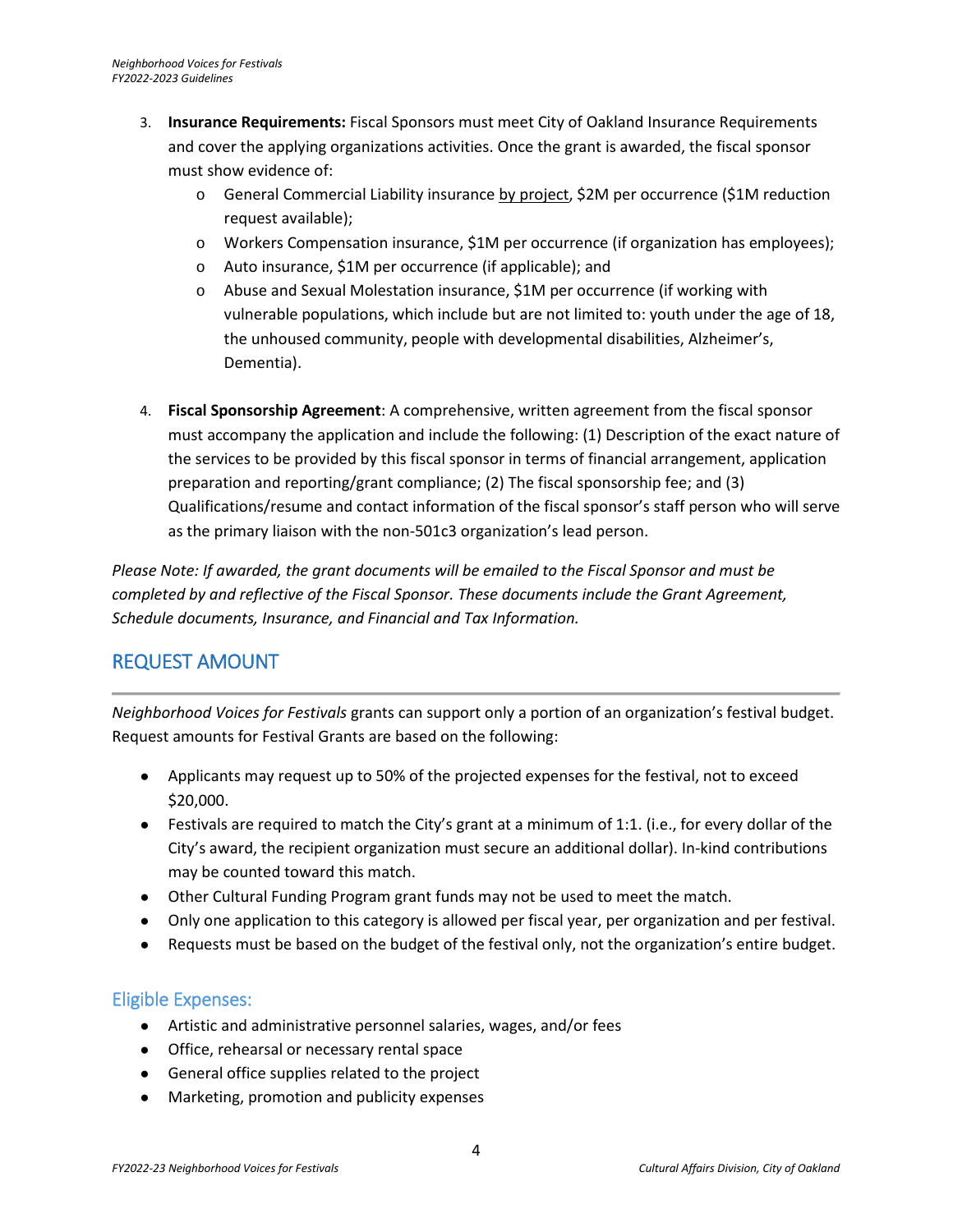3. **Insurance Requirements:** Fiscal Sponsors must meet City of Oakland Insurance Requirements and cover the applying organizations activities. Once the grant is awarded, the fiscal sponsor must show evidence of:
   - General Commercial Liability insurance by project, $2M per occurrence ($1M reduction request available);
   - Workers Compensation insurance, $1M per occurrence (if organization has employees);
   - Auto insurance, $1M per occurrence (if applicable); and
   - Abuse and Sexual Molestation insurance, $1M per occurrence (if working with vulnerable populations, which include but are not limited to: youth under the age of 18, the unhoused community, people with developmental disabilities, Alzheimer's, Dementia).

4. **Fiscal Sponsorship Agreement**: A comprehensive, written agreement from the fiscal sponsor must accompany the application and include the following: (1) Description of the exact nature of the services to be provided by this fiscal sponsor in terms of financial arrangement, application preparation and reporting/grant compliance; (2) The fiscal sponsorship fee; and (3) Qualifications/resume and contact information of the fiscal sponsor's staff person who will serve as the primary liaison with the non-501c3 organization's lead person.

*Please Note: If awarded, the grant documents will be emailed to the Fiscal Sponsor and must be completed by and reflective of the Fiscal Sponsor. These documents include the Grant Agreement, Schedule documents, Insurance, and Financial and Tax Information.*

## REQUEST AMOUNT

*Neighborhood Voices for Festivals* grants can support only a portion of an organization's festival budget. Request amounts for Festival Grants are based on the following:

- Applicants may request up to 50% of the projected expenses for the festival, not to exceed $20,000.
- Festivals are required to match the City's grant at a minimum of 1:1. (i.e., for every dollar of the City's award, the recipient organization must secure an additional dollar). In-kind contributions may be counted toward this match.
- Other Cultural Funding Program grant funds may not be used to meet the match.
- Only one application to this category is allowed per fiscal year, per organization and per festival.
- Requests must be based on the budget of the festival only, not the organization's entire budget.

### Eligible Expenses:

- Artistic and administrative personnel salaries, wages, and/or fees
- Office, rehearsal or necessary rental space
- General office supplies related to the project
- Marketing, promotion and publicity expenses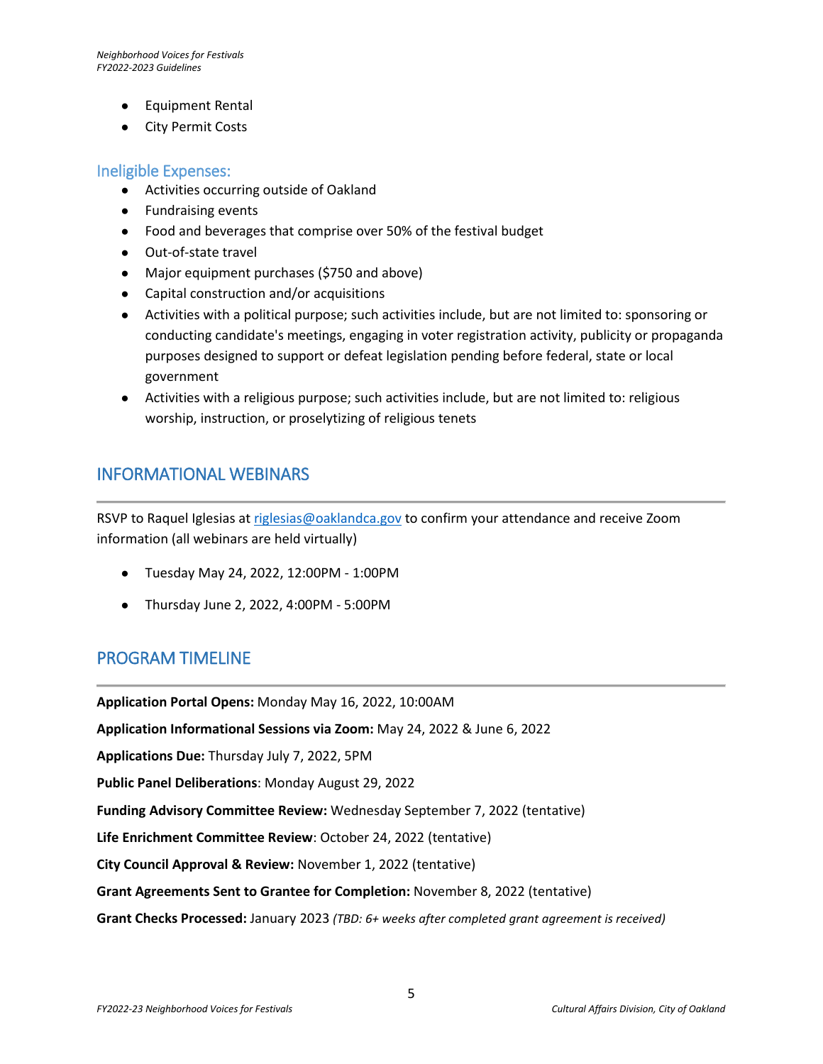- Equipment Rental
- City Permit Costs

### Ineligible Expenses:

- Activities occurring outside of Oakland
- Fundraising events
- Food and beverages that comprise over 50% of the festival budget
- Out-of-state travel
- Major equipment purchases ($750 and above)
- Capital construction and/or acquisitions
- Activities with a political purpose; such activities include, but are not limited to: sponsoring or conducting candidate's meetings, engaging in voter registration activity, publicity or propaganda purposes designed to support or defeat legislation pending before federal, state or local government
- Activities with a religious purpose; such activities include, but are not limited to: religious worship, instruction, or proselytizing of religious tenets

## INFORMATIONAL WEBINARS

RSVP to Raquel Iglesias at [riglesias@oaklandca.gov](mailto:riglesias@oaklandca.gov) to confirm your attendance and receive Zoom information (all webinars are held virtually)

- Tuesday May 24, 2022, 12:00PM - 1:00PM
- Thursday June 2, 2022, 4:00PM - 5:00PM

## PROGRAM TIMELINE

**Application Portal Opens:** Monday May 16, 2022, 10:00AM

**Application Informational Sessions via Zoom:** May 24, 2022 & June 6, 2022

**Applications Due:** Thursday July 7, 2022, 5PM

**Public Panel Deliberations**: Monday August 29, 2022

**Funding Advisory Committee Review:** Wednesday September 7, 2022 (tentative)

**Life Enrichment Committee Review**: October 24, 2022 (tentative)

**City Council Approval & Review:** November 1, 2022 (tentative)

**Grant Agreements Sent to Grantee for Completion:** November 8, 2022 (tentative)

**Grant Checks Processed:** January 2023 *(TBD: 6+ weeks after completed grant agreement is received)*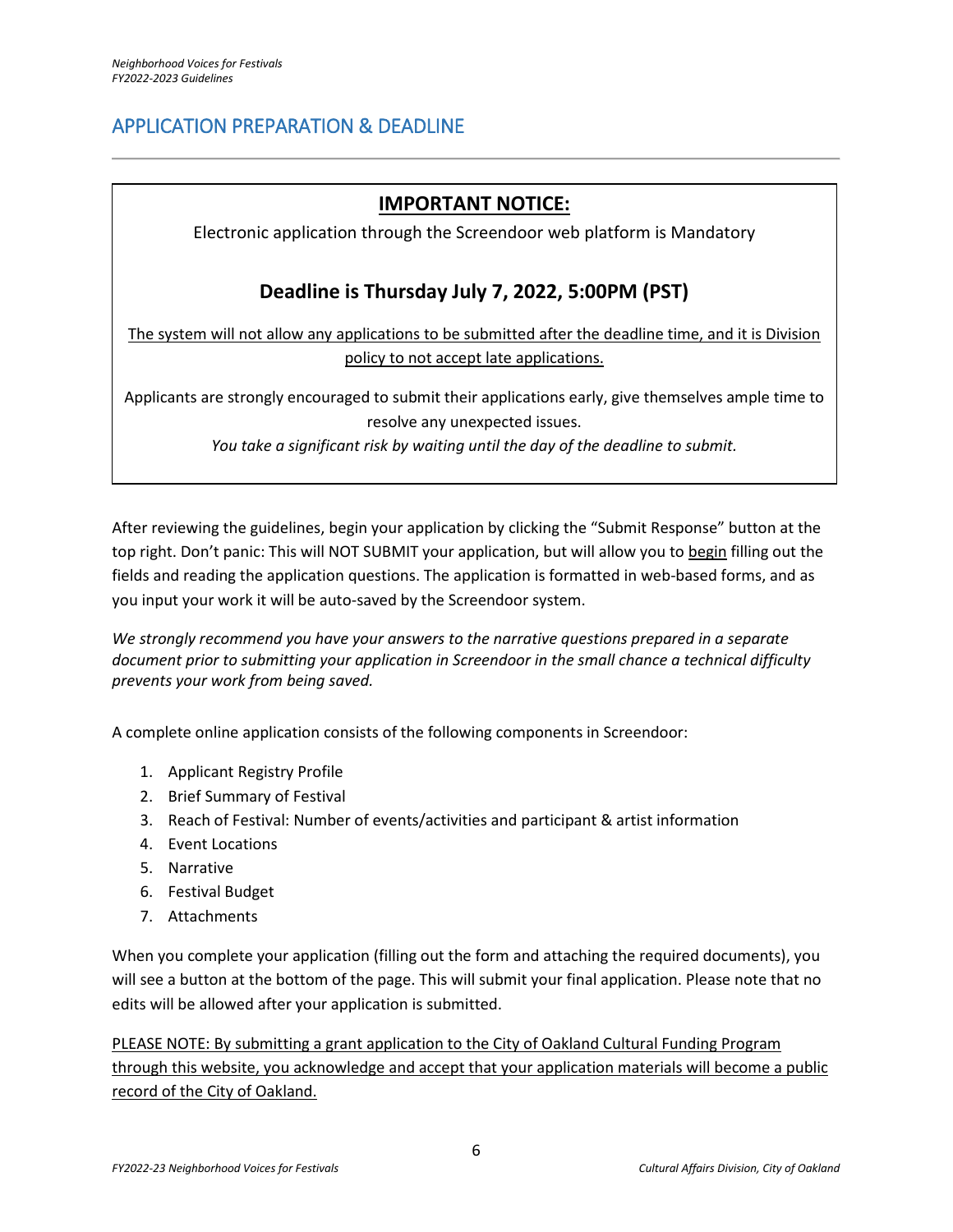## APPLICATION PREPARATION & DEADLINE

**IMPORTANT NOTICE:**

Electronic application through the Screendoor web platform is Mandatory

### Deadline is Thursday July 7, 2022, 5:00PM (PST)

The system will not allow any applications to be submitted after the deadline time, and it is Division policy to not accept late applications.

Applicants are strongly encouraged to submit their applications early, give themselves ample time to resolve any unexpected issues.

*You take a significant risk by waiting until the day of the deadline to submit.*

After reviewing the guidelines, begin your application by clicking the "Submit Response" button at the top right. Don't panic: This will NOT SUBMIT your application, but will allow you to begin filling out the fields and reading the application questions. The application is formatted in web-based forms, and as you input your work it will be auto-saved by the Screendoor system.

*We strongly recommend you have your answers to the narrative questions prepared in a separate document prior to submitting your application in Screendoor in the small chance a technical difficulty prevents your work from being saved.*

A complete online application consists of the following components in Screendoor:

1. Applicant Registry Profile
2. Brief Summary of Festival
3. Reach of Festival: Number of events/activities and participant & artist information
4. Event Locations
5. Narrative
6. Festival Budget
7. Attachments

When you complete your application (filling out the form and attaching the required documents), you will see a button at the bottom of the page. This will submit your final application. Please note that no edits will be allowed after your application is submitted.

PLEASE NOTE: By submitting a grant application to the City of Oakland Cultural Funding Program through this website, you acknowledge and accept that your application materials will become a public record of the City of Oakland.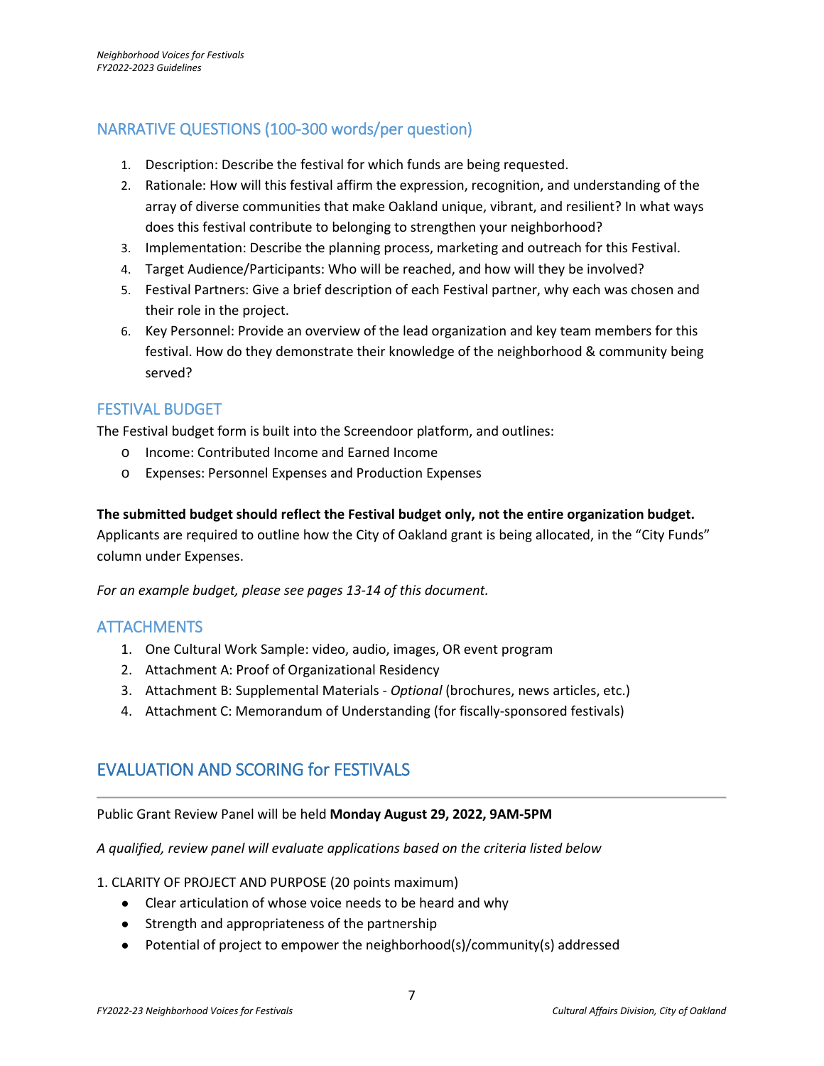## NARRATIVE QUESTIONS (100-300 words/per question)

1. Description: Describe the festival for which funds are being requested.
2. Rationale: How will this festival affirm the expression, recognition, and understanding of the array of diverse communities that make Oakland unique, vibrant, and resilient? In what ways does this festival contribute to belonging to strengthen your neighborhood?
3. Implementation: Describe the planning process, marketing and outreach for this Festival.
4. Target Audience/Participants: Who will be reached, and how will they be involved?
5. Festival Partners: Give a brief description of each Festival partner, why each was chosen and their role in the project.
6. Key Personnel: Provide an overview of the lead organization and key team members for this festival. How do they demonstrate their knowledge of the neighborhood & community being served?

## FESTIVAL BUDGET

The Festival budget form is built into the Screendoor platform, and outlines:

- Income: Contributed Income and Earned Income
- Expenses: Personnel Expenses and Production Expenses

**The submitted budget should reflect the Festival budget only, not the entire organization budget.** Applicants are required to outline how the City of Oakland grant is being allocated, in the "City Funds" column under Expenses.

*For an example budget, please see pages 13-14 of this document.*

## ATTACHMENTS

1. One Cultural Work Sample: video, audio, images, OR event program
2. Attachment A: Proof of Organizational Residency
3. Attachment B: Supplemental Materials - *Optional* (brochures, news articles, etc.)
4. Attachment C: Memorandum of Understanding (for fiscally-sponsored festivals)

# EVALUATION AND SCORING for FESTIVALS

Public Grant Review Panel will be held **Monday August 29, 2022, 9AM-5PM**

*A qualified, review panel will evaluate applications based on the criteria listed below*

1. CLARITY OF PROJECT AND PURPOSE (20 points maximum)
   - Clear articulation of whose voice needs to be heard and why
   - Strength and appropriateness of the partnership
   - Potential of project to empower the neighborhood(s)/community(s) addressed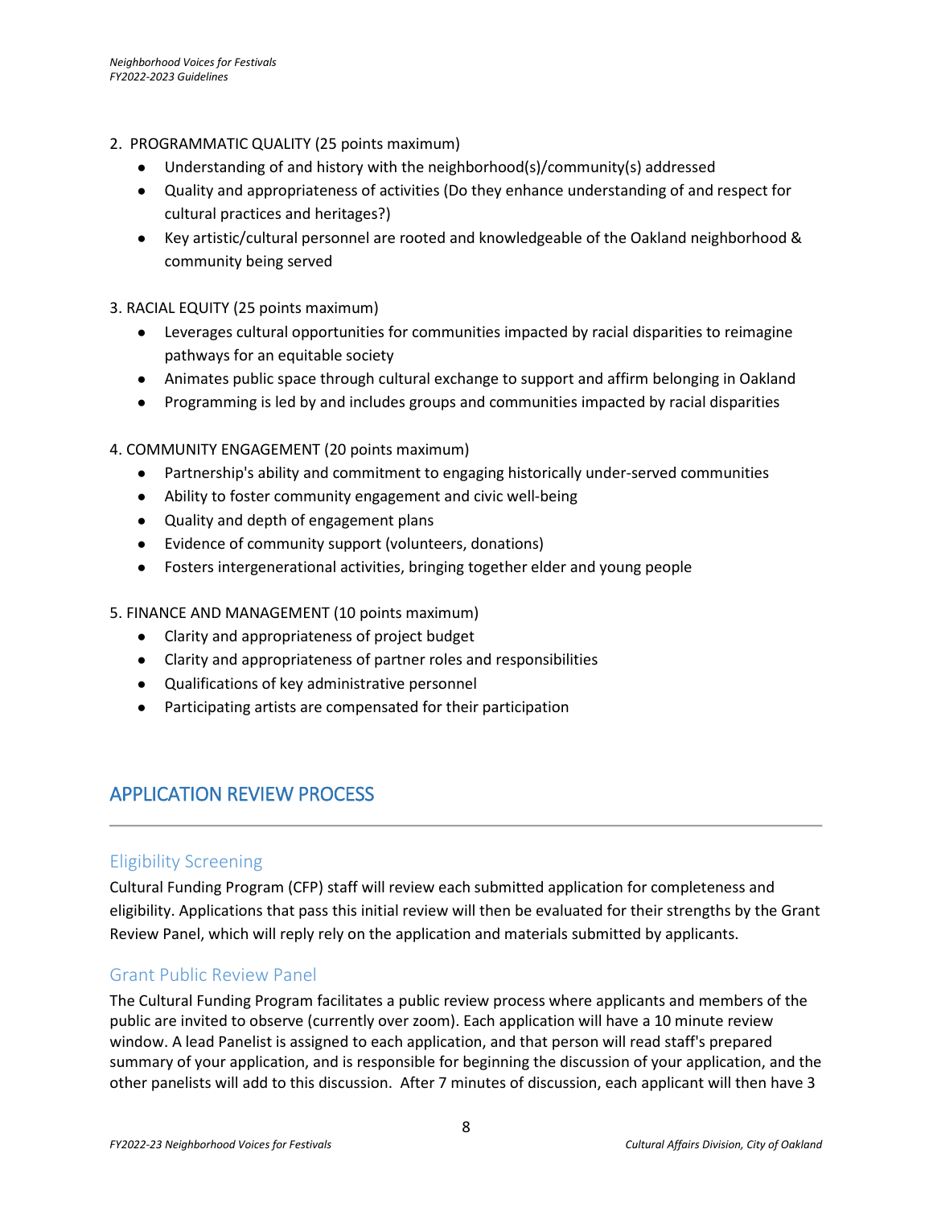2. PROGRAMMATIC QUALITY (25 points maximum)
   - Understanding of and history with the neighborhood(s)/community(s) addressed
   - Quality and appropriateness of activities (Do they enhance understanding of and respect for cultural practices and heritages?)
   - Key artistic/cultural personnel are rooted and knowledgeable of the Oakland neighborhood & community being served

3. RACIAL EQUITY (25 points maximum)
   - Leverages cultural opportunities for communities impacted by racial disparities to reimagine pathways for an equitable society
   - Animates public space through cultural exchange to support and affirm belonging in Oakland
   - Programming is led by and includes groups and communities impacted by racial disparities

4. COMMUNITY ENGAGEMENT (20 points maximum)
   - Partnership's ability and commitment to engaging historically under-served communities
   - Ability to foster community engagement and civic well-being
   - Quality and depth of engagement plans
   - Evidence of community support (volunteers, donations)
   - Fosters intergenerational activities, bringing together elder and young people

5. FINANCE AND MANAGEMENT (10 points maximum)
   - Clarity and appropriateness of project budget
   - Clarity and appropriateness of partner roles and responsibilities
   - Qualifications of key administrative personnel
   - Participating artists are compensated for their participation

## APPLICATION REVIEW PROCESS

### Eligibility Screening

Cultural Funding Program (CFP) staff will review each submitted application for completeness and eligibility. Applications that pass this initial review will then be evaluated for their strengths by the Grant Review Panel, which will reply rely on the application and materials submitted by applicants.

### Grant Public Review Panel

The Cultural Funding Program facilitates a public review process where applicants and members of the public are invited to observe (currently over zoom). Each application will have a 10 minute review window. A lead Panelist is assigned to each application, and that person will read staff's prepared summary of your application, and is responsible for beginning the discussion of your application, and the other panelists will add to this discussion. After 7 minutes of discussion, each applicant will then have 3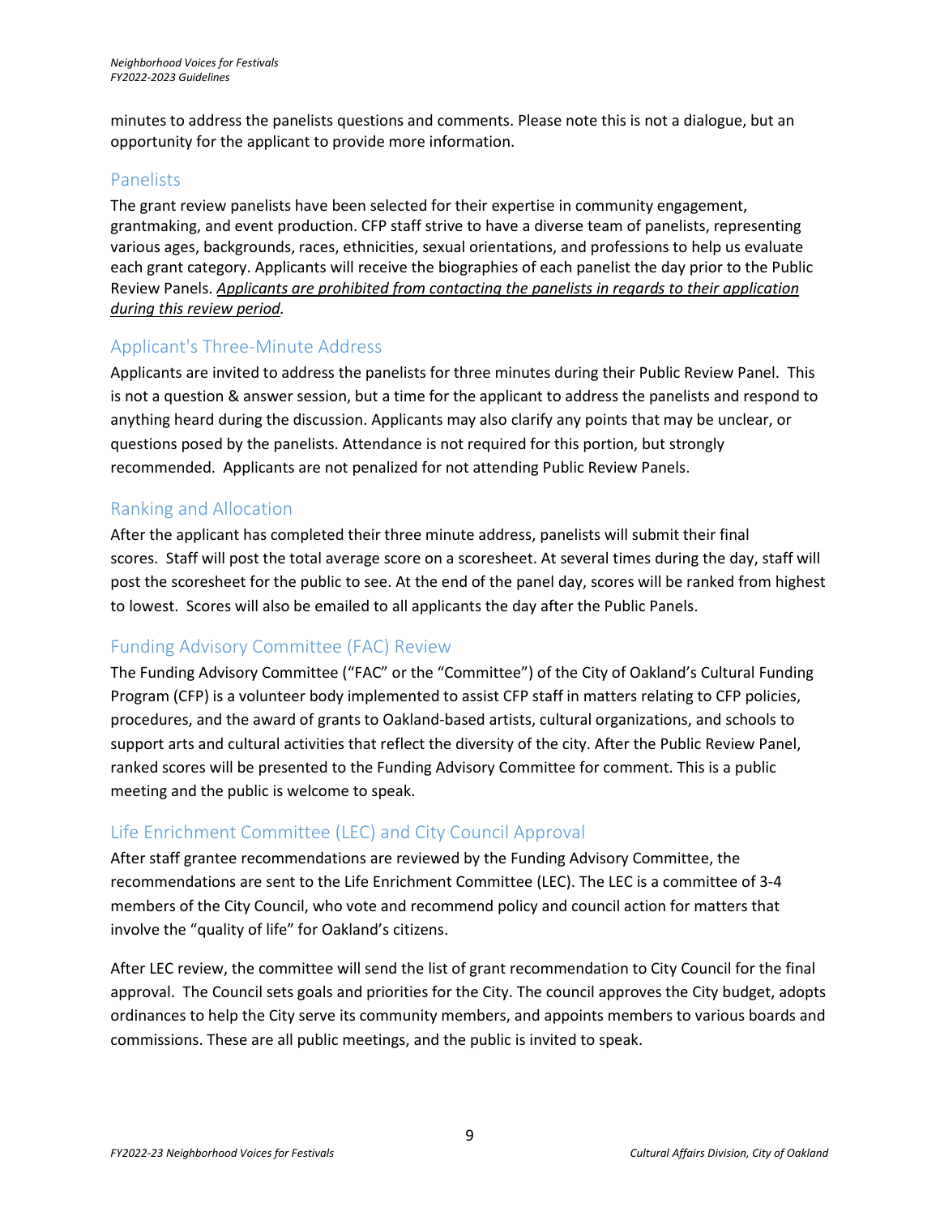minutes to address the panelists questions and comments. Please note this is not a dialogue, but an opportunity for the applicant to provide more information.

## Panelists

The grant review panelists have been selected for their expertise in community engagement, grantmaking, and event production. CFP staff strive to have a diverse team of panelists, representing various ages, backgrounds, races, ethnicities, sexual orientations, and professions to help us evaluate each grant category. Applicants will receive the biographies of each panelist the day prior to the Public Review Panels. *Applicants are prohibited from contacting the panelists in regards to their application during this review period.*

## Applicant's Three-Minute Address

Applicants are invited to address the panelists for three minutes during their Public Review Panel. This is not a question & answer session, but a time for the applicant to address the panelists and respond to anything heard during the discussion. Applicants may also clarify any points that may be unclear, or questions posed by the panelists. Attendance is not required for this portion, but strongly recommended. Applicants are not penalized for not attending Public Review Panels.

## Ranking and Allocation

After the applicant has completed their three minute address, panelists will submit their final scores. Staff will post the total average score on a scoresheet. At several times during the day, staff will post the scoresheet for the public to see. At the end of the panel day, scores will be ranked from highest to lowest. Scores will also be emailed to all applicants the day after the Public Panels.

## Funding Advisory Committee (FAC) Review

The Funding Advisory Committee ("FAC" or the "Committee") of the City of Oakland's Cultural Funding Program (CFP) is a volunteer body implemented to assist CFP staff in matters relating to CFP policies, procedures, and the award of grants to Oakland-based artists, cultural organizations, and schools to support arts and cultural activities that reflect the diversity of the city. After the Public Review Panel, ranked scores will be presented to the Funding Advisory Committee for comment. This is a public meeting and the public is welcome to speak.

## Life Enrichment Committee (LEC) and City Council Approval

After staff grantee recommendations are reviewed by the Funding Advisory Committee, the recommendations are sent to the Life Enrichment Committee (LEC). The LEC is a committee of 3-4 members of the City Council, who vote and recommend policy and council action for matters that involve the "quality of life" for Oakland's citizens.

After LEC review, the committee will send the list of grant recommendation to City Council for the final approval. The Council sets goals and priorities for the City. The council approves the City budget, adopts ordinances to help the City serve its community members, and appoints members to various boards and commissions. These are all public meetings, and the public is invited to speak.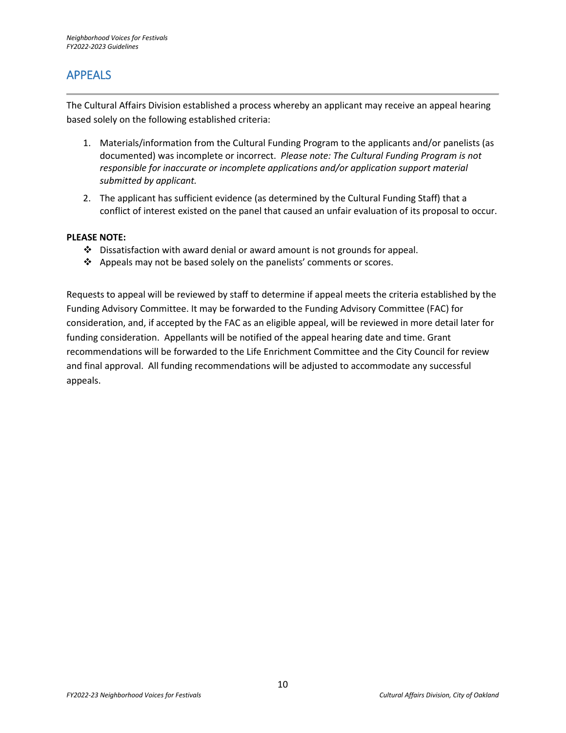## APPEALS

The Cultural Affairs Division established a process whereby an applicant may receive an appeal hearing based solely on the following established criteria:

1. Materials/information from the Cultural Funding Program to the applicants and/or panelists (as documented) was incomplete or incorrect. *Please note: The Cultural Funding Program is not responsible for inaccurate or incomplete applications and/or application support material submitted by applicant.*
2. The applicant has sufficient evidence (as determined by the Cultural Funding Staff) that a conflict of interest existed on the panel that caused an unfair evaluation of its proposal to occur.

**PLEASE NOTE:**

- Dissatisfaction with award denial or award amount is not grounds for appeal.
- Appeals may not be based solely on the panelists' comments or scores.

Requests to appeal will be reviewed by staff to determine if appeal meets the criteria established by the Funding Advisory Committee. It may be forwarded to the Funding Advisory Committee (FAC) for consideration, and, if accepted by the FAC as an eligible appeal, will be reviewed in more detail later for funding consideration. Appellants will be notified of the appeal hearing date and time. Grant recommendations will be forwarded to the Life Enrichment Committee and the City Council for review and final approval. All funding recommendations will be adjusted to accommodate any successful appeals.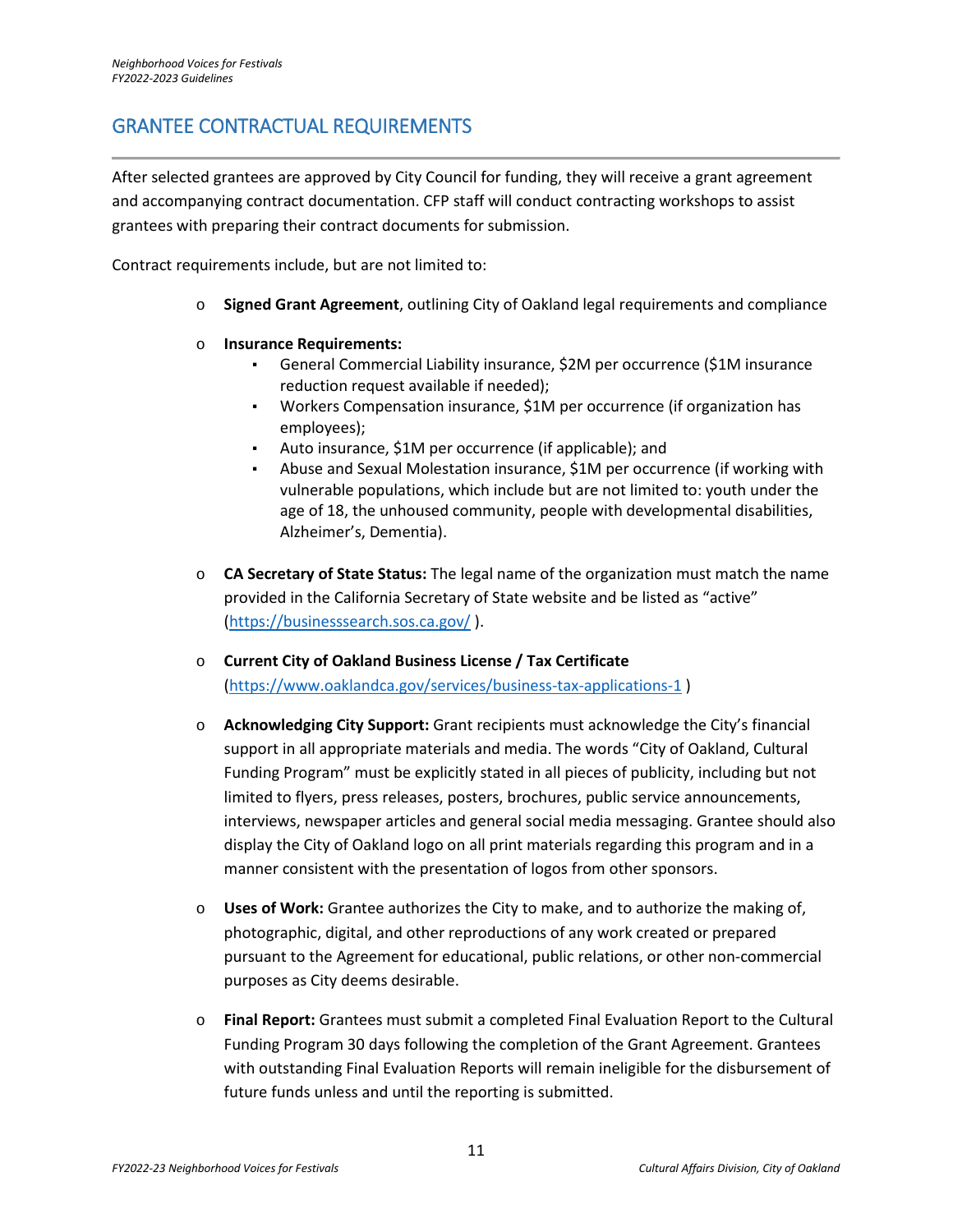## GRANTEE CONTRACTUAL REQUIREMENTS

After selected grantees are approved by City Council for funding, they will receive a grant agreement and accompanying contract documentation. CFP staff will conduct contracting workshops to assist grantees with preparing their contract documents for submission.

Contract requirements include, but are not limited to:

- **Signed Grant Agreement**, outlining City of Oakland legal requirements and compliance
- **Insurance Requirements:**
  - General Commercial Liability insurance, $2M per occurrence ($1M insurance reduction request available if needed);
  - Workers Compensation insurance, $1M per occurrence (if organization has employees);
  - Auto insurance, $1M per occurrence (if applicable); and
  - Abuse and Sexual Molestation insurance, $1M per occurrence (if working with vulnerable populations, which include but are not limited to: youth under the age of 18, the unhoused community, people with developmental disabilities, Alzheimer's, Dementia).
- **CA Secretary of State Status:** The legal name of the organization must match the name provided in the California Secretary of State website and be listed as "active" (https://businesssearch.sos.ca.gov/ ).
- **Current City of Oakland Business License / Tax Certificate** (https://www.oaklandca.gov/services/business-tax-applications-1 )
- **Acknowledging City Support:** Grant recipients must acknowledge the City's financial support in all appropriate materials and media. The words "City of Oakland, Cultural Funding Program" must be explicitly stated in all pieces of publicity, including but not limited to flyers, press releases, posters, brochures, public service announcements, interviews, newspaper articles and general social media messaging. Grantee should also display the City of Oakland logo on all print materials regarding this program and in a manner consistent with the presentation of logos from other sponsors.
- **Uses of Work:** Grantee authorizes the City to make, and to authorize the making of, photographic, digital, and other reproductions of any work created or prepared pursuant to the Agreement for educational, public relations, or other non-commercial purposes as City deems desirable.
- **Final Report:** Grantees must submit a completed Final Evaluation Report to the Cultural Funding Program 30 days following the completion of the Grant Agreement. Grantees with outstanding Final Evaluation Reports will remain ineligible for the disbursement of future funds unless and until the reporting is submitted.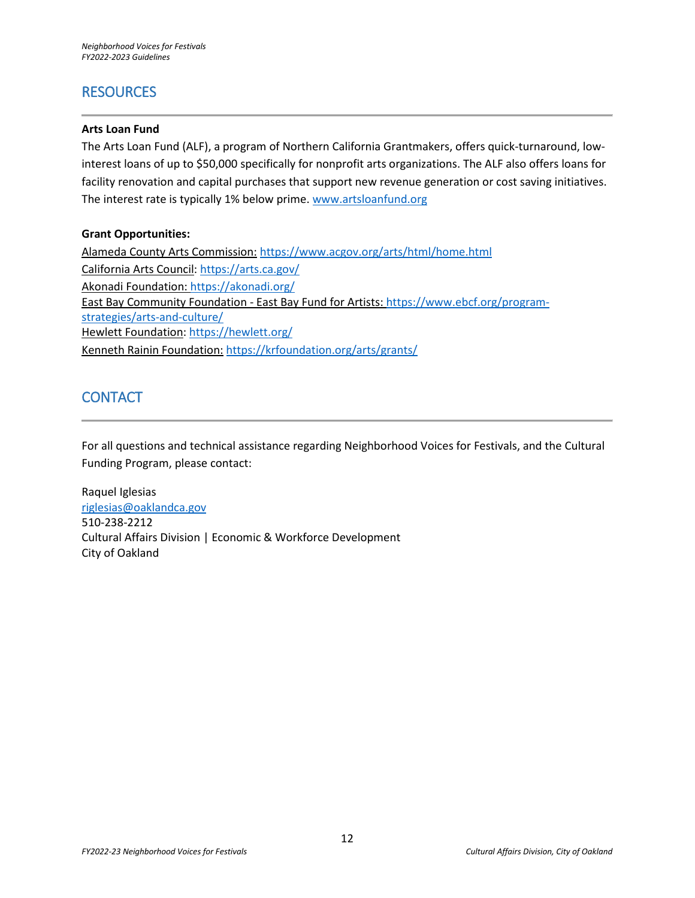## RESOURCES

**Arts Loan Fund**

The Arts Loan Fund (ALF), a program of Northern California Grantmakers, offers quick-turnaround, low-interest loans of up to $50,000 specifically for nonprofit arts organizations. The ALF also offers loans for facility renovation and capital purchases that support new revenue generation or cost saving initiatives. The interest rate is typically 1% below prime. www.artsloanfund.org

**Grant Opportunities:**

Alameda County Arts Commission: https://www.acgov.org/arts/html/home.html
California Arts Council: https://arts.ca.gov/
Akonadi Foundation: https://akonadi.org/
East Bay Community Foundation - East Bay Fund for Artists: https://www.ebcf.org/program-strategies/arts-and-culture/
Hewlett Foundation: https://hewlett.org/
Kenneth Rainin Foundation: https://krfoundation.org/arts/grants/

## CONTACT

For all questions and technical assistance regarding Neighborhood Voices for Festivals, and the Cultural Funding Program, please contact:

Raquel Iglesias
riglesias@oaklandca.gov
510-238-2212
Cultural Affairs Division | Economic & Workforce Development
City of Oakland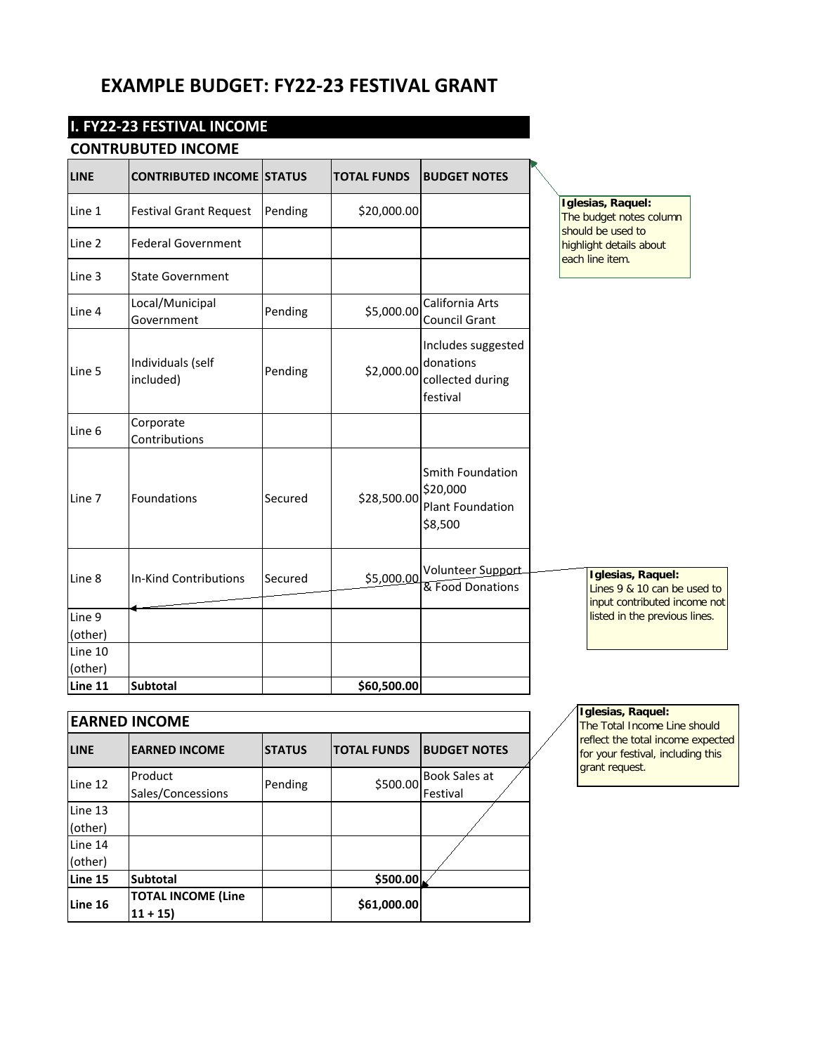# EXAMPLE BUDGET: FY22-23 FESTIVAL GRANT

## I. FY22-23 FESTIVAL INCOME

### CONTRUBUTED INCOME

| LINE | CONTRIBUTED INCOME | STATUS | TOTAL FUNDS | BUDGET NOTES |
|---|---|---|---|---|
| Line 1 | Festival Grant Request | Pending | $20,000.00 | |
| Line 2 | Federal Government | | | |
| Line 3 | State Government | | | |
| Line 4 | Local/Municipal Government | Pending | $5,000.00 | California Arts Council Grant |
| Line 5 | Individuals (self included) | Pending | $2,000.00 | Includes suggested donations collected during festival |
| Line 6 | Corporate Contributions | | | |
| Line 7 | Foundations | Secured | $28,500.00 | Smith Foundation $20,000 Plant Foundation $8,500 |
| Line 8 | In-Kind Contributions | Secured | $5,000.00 | Volunteer Support & Food Donations |
| Line 9 (other) | | | | |
| Line 10 (other) | | | | |
| **Line 11** | **Subtotal** | | **$60,500.00** | |

**Iglesias, Raquel:** The budget notes column should be used to highlight details about each line item.

**Iglesias, Raquel:** Lines 9 & 10 can be used to input contributed income not listed in the previous lines.

### EARNED INCOME

| LINE | EARNED INCOME | STATUS | TOTAL FUNDS | BUDGET NOTES |
|---|---|---|---|---|
| Line 12 | Product Sales/Concessions | Pending | $500.00 | Book Sales at Festival |
| Line 13 (other) | | | | |
| Line 14 (other) | | | | |
| **Line 15** | **Subtotal** | | **$500.00** | |
| **Line 16** | **TOTAL INCOME (Line 11 + 15)** | | **$61,000.00** | |

**Iglesias, Raquel:** The Total Income Line should reflect the total income expected for your festival, including this grant request.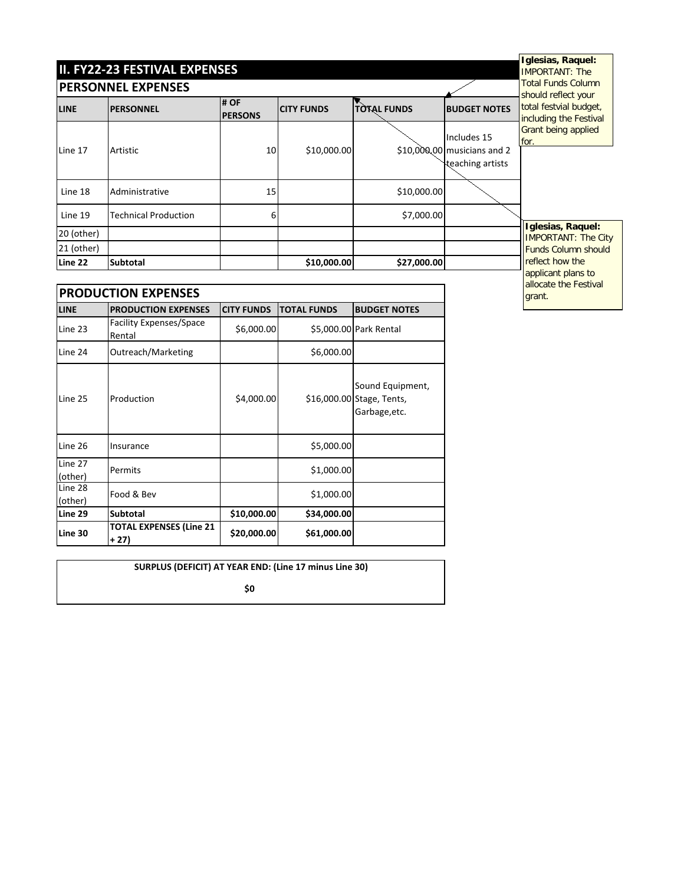## II. FY22-23 FESTIVAL EXPENSES

### PERSONNEL EXPENSES

| LINE | PERSONNEL | # OF PERSONS | CITY FUNDS | TOTAL FUNDS | BUDGET NOTES |
|---|---|---|---|---|---|
| Line 17 | Artistic | 10 | $10,000.00 | $10,000.00 | Includes 15 musicians and 2 teaching artists |
| Line 18 | Administrative | 15 | | $10,000.00 | |
| Line 19 | Technical Production | 6 | | $7,000.00 | |
| 20 (other) | | | | | |
| 21 (other) | | | | | |
| **Line 22** | **Subtotal** | | **$10,000.00** | **$27,000.00** | |

**Iglesias, Raquel:** IMPORTANT: The Total Funds Column should reflect your total festvial budget, including the Festival Grant being applied for.

**Iglesias, Raquel:** IMPORTANT: The City Funds Column should reflect how the applicant plans to allocate the Festival grant.

### PRODUCTION EXPENSES

| LINE | PRODUCTION EXPENSES | CITY FUNDS | TOTAL FUNDS | BUDGET NOTES |
|---|---|---|---|---|
| Line 23 | Facility Expenses/Space Rental | $6,000.00 | $5,000.00 | Park Rental |
| Line 24 | Outreach/Marketing | | $6,000.00 | |
| Line 25 | Production | $4,000.00 | $16,000.00 | Sound Equipment, Stage, Tents, Garbage,etc. |
| Line 26 | Insurance | | $5,000.00 | |
| Line 27 (other) | Permits | | $1,000.00 | |
| Line 28 (other) | Food & Bev | | $1,000.00 | |
| **Line 29** | **Subtotal** | **$10,000.00** | **$34,000.00** | |
| **Line 30** | **TOTAL EXPENSES (Line 21 + 27)** | **$20,000.00** | **$61,000.00** | |

**SURPLUS (DEFICIT) AT YEAR END: (Line 17 minus Line 30)**

**$0**